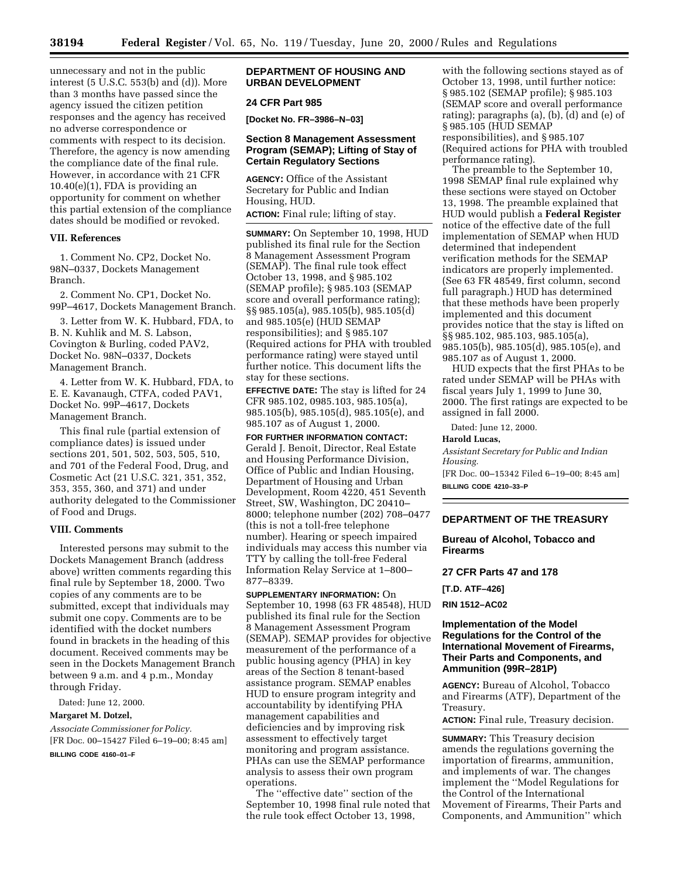unnecessary and not in the public interest (5 U.S.C. 553(b) and (d)). More than 3 months have passed since the agency issued the citizen petition responses and the agency has received no adverse correspondence or comments with respect to its decision. Therefore, the agency is now amending the compliance date of the final rule. However, in accordance with 21 CFR 10.40(e)(1), FDA is providing an opportunity for comment on whether this partial extension of the compliance dates should be modified or revoked.

### VII. References

1. Comment No. CP2, Docket No. 98N–0337, Dockets Management Branch.

2. Comment No. CP1, Docket No. 99P–4617, Dockets Management Branch.

3. Letter from W. K. Hubbard, FDA, to B. N. Kuhlik and M. S. Labson, Covington & Burling, coded PAV2, Docket No. 98N–0337, Dockets Management Branch.

4. Letter from W. K. Hubbard, FDA, to E. E. Kavanaugh, CTFA, coded PAV1, Docket No. 99P–4617, Dockets Management Branch.

This final rule (partial extension of compliance dates) is issued under sections 201, 501, 502, 503, 505, 510, and 701 of the Federal Food, Drug, and Cosmetic Act (21 U.S.C. 321, 351, 352, 353, 355, 360, and 371) and under authority delegated to the Commissioner of Food and Drugs.

### VIII. Comments

Interested persons may submit to the Dockets Management Branch (address above) written comments regarding this final rule by September 18, 2000. Two copies of any comments are to be submitted, except that individuals may submit one copy. Comments are to be identified with the docket numbers found in brackets in the heading of this document. Received comments may be seen in the Dockets Management Branch between 9 a.m. and 4 p.m., Monday through Friday.

Dated: June 12, 2000.

**Margaret M. Dotzel,**

*Associate Commissioner for Policy.*

[FR Doc. 00–15427 Filed 6–19–00; 8:45 am]

**BILLING CODE 4160–01–F**

## DEPARTMENT OF HOUSING AND URBAN DEVELOPMENT

### 24 CFR Part 985

**[Docket No. FR–3986–N–03]**

### Section 8 Management Assessment Program (SEMAP); Lifting of Stay of Certain Regulatory Sections

**AGENCY:** Office of the Assistant Secretary for Public and Indian Housing, HUD.

**ACTION:** Final rule; lifting of stay.

**SUMMARY:** On September 10, 1998, HUD published its final rule for the Section 8 Management Assessment Program (SEMAP). The final rule took effect October 13, 1998, and § 985.102 (SEMAP profile); § 985.103 (SEMAP score and overall performance rating); §§ 985.105(a), 985.105(b), 985.105(d) and 985.105(e) (HUD SEMAP responsibilities); and § 985.107 (Required actions for PHA with troubled performance rating) were stayed until further notice. This document lifts the stay for these sections.

**EFFECTIVE DATE:** The stay is lifted for 24 CFR 985.102, 0985.103, 985.105(a), 985.105(b), 985.105(d), 985.105(e), and 985.107 as of August 1, 2000.

**FOR FURTHER INFORMATION CONTACT:** Gerald J. Benoit, Director, Real Estate and Housing Performance Division, Office of Public and Indian Housing, Department of Housing and Urban Development, Room 4220, 451 Seventh Street, SW, Washington, DC 20410–8000; telephone number (202) 708–0477 (this is not a toll-free telephone number). Hearing or speech impaired individuals may access this number via TTY by calling the toll-free Federal Information Relay Service at 1–800–877–8339.

**SUPPLEMENTARY INFORMATION:** On September 10, 1998 (63 FR 48548), HUD published its final rule for the Section 8 Management Assessment Program (SEMAP). SEMAP provides for objective measurement of the performance of a public housing agency (PHA) in key areas of the Section 8 tenant-based assistance program. SEMAP enables HUD to ensure program integrity and accountability by identifying PHA management capabilities and deficiencies and by improving risk assessment to effectively target monitoring and program assistance. PHAs can use the SEMAP performance analysis to assess their own program operations.

The ''effective date'' section of the September 10, 1998 final rule noted that the rule took effect October 13, 1998, with the following sections stayed as of October 13, 1998, until further notice: § 985.102 (SEMAP profile); § 985.103 (SEMAP score and overall performance rating); paragraphs (a), (b), (d) and (e) of § 985.105 (HUD SEMAP responsibilities), and § 985.107 (Required actions for PHA with troubled performance rating).

The preamble to the September 10, 1998 SEMAP final rule explained why these sections were stayed on October 13, 1998. The preamble explained that HUD would publish a **Federal Register** notice of the effective date of the full implementation of SEMAP when HUD determined that independent verification methods for the SEMAP indicators are properly implemented. (See 63 FR 48549, first column, second full paragraph.) HUD has determined that these methods have been properly implemented and this document provides notice that the stay is lifted on §§ 985.102, 985.103, 985.105(a), 985.105(b), 985.105(d), 985.105(e), and 985.107 as of August 1, 2000.

HUD expects that the first PHAs to be rated under SEMAP will be PHAs with fiscal years July 1, 1999 to June 30, 2000. The first ratings are expected to be assigned in fall 2000.

Dated: June 12, 2000.

**Harold Lucas,**

*Assistant Secretary for Public and Indian Housing.*

[FR Doc. 00–15342 Filed 6–19–00; 8:45 am]

**BILLING CODE 4210–33–P**

## DEPARTMENT OF THE TREASURY

### Bureau of Alcohol, Tobacco and Firearms

### 27 CFR Parts 47 and 178

**[T.D. ATF–426]**

**RIN 1512–AC02**

### Implementation of the Model Regulations for the Control of the International Movement of Firearms, Their Parts and Components, and Ammunition (99R–281P)

**AGENCY:** Bureau of Alcohol, Tobacco and Firearms (ATF), Department of the Treasury.

**ACTION:** Final rule, Treasury decision.

**SUMMARY:** This Treasury decision amends the regulations governing the importation of firearms, ammunition, and implements of war. The changes implement the ''Model Regulations for the Control of the International Movement of Firearms, Their Parts and Components, and Ammunition'' which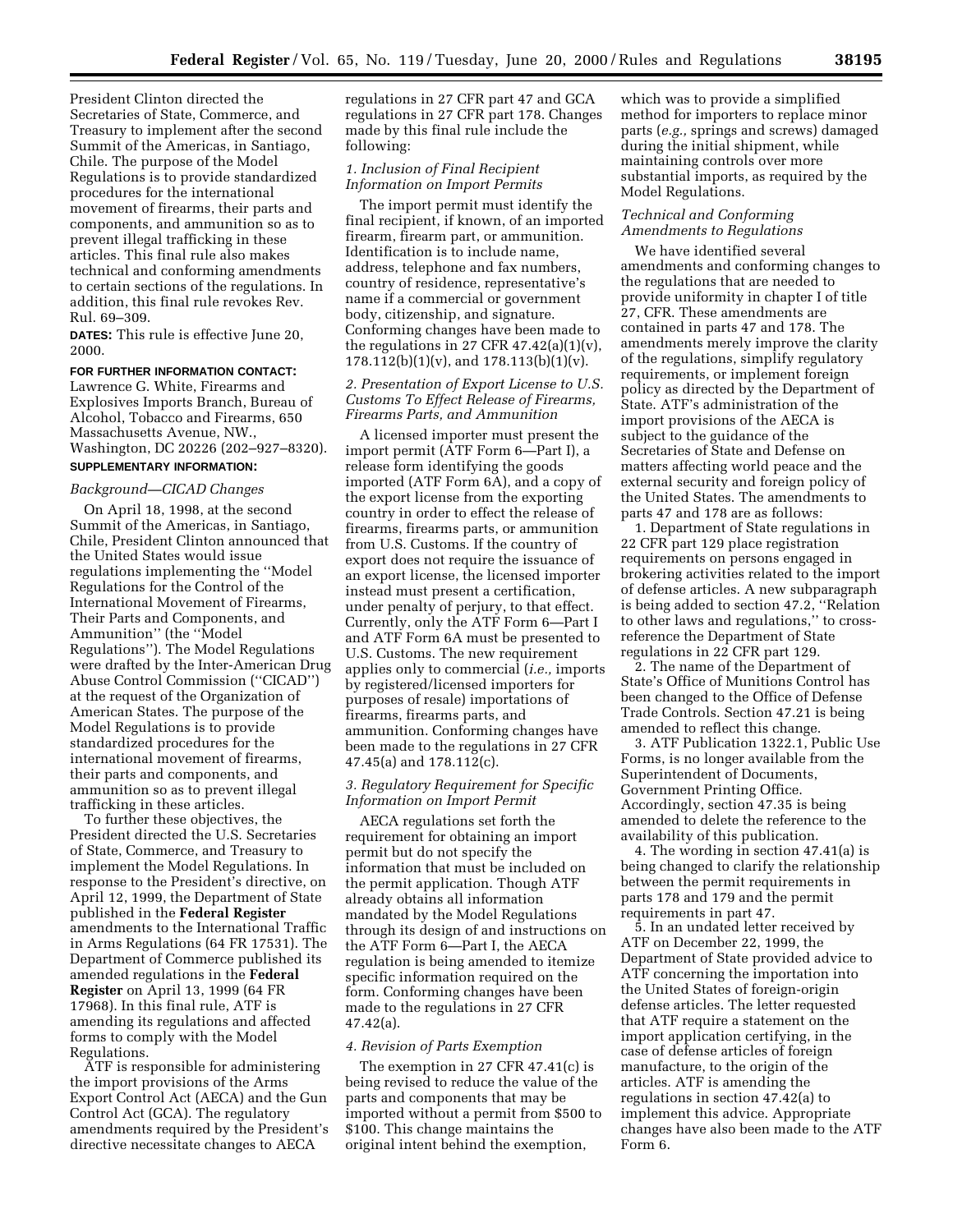President Clinton directed the Secretaries of State, Commerce, and Treasury to implement after the second Summit of the Americas, in Santiago, Chile. The purpose of the Model Regulations is to provide standardized procedures for the international movement of firearms, their parts and components, and ammunition so as to prevent illegal trafficking in these articles. This final rule also makes technical and conforming amendments to certain sections of the regulations. In addition, this final rule revokes Rev. Rul. 69–309.

**DATES:** This rule is effective June 20, 2000.

**FOR FURTHER INFORMATION CONTACT:** Lawrence G. White, Firearms and Explosives Imports Branch, Bureau of Alcohol, Tobacco and Firearms, 650 Massachusetts Avenue, NW., Washington, DC 20226 (202–927–8320).

**SUPPLEMENTARY INFORMATION:**

*Background—CICAD Changes*

On April 18, 1998, at the second Summit of the Americas, in Santiago, Chile, President Clinton announced that the United States would issue regulations implementing the "Model Regulations for the Control of the International Movement of Firearms, Their Parts and Components, and Ammunition" (the "Model Regulations"). The Model Regulations were drafted by the Inter-American Drug Abuse Control Commission ("CICAD") at the request of the Organization of American States. The purpose of the Model Regulations is to provide standardized procedures for the international movement of firearms, their parts and components, and ammunition so as to prevent illegal trafficking in these articles.

To further these objectives, the President directed the U.S. Secretaries of State, Commerce, and Treasury to implement the Model Regulations. In response to the President's directive, on April 12, 1999, the Department of State published in the **Federal Register** amendments to the International Traffic in Arms Regulations (64 FR 17531). The Department of Commerce published its amended regulations in the **Federal Register** on April 13, 1999 (64 FR 17968). In this final rule, ATF is amending its regulations and affected forms to comply with the Model Regulations.

ATF is responsible for administering the import provisions of the Arms Export Control Act (AECA) and the Gun Control Act (GCA). The regulatory amendments required by the President's directive necessitate changes to AECA regulations in 27 CFR part 47 and GCA regulations in 27 CFR part 178. Changes made by this final rule include the following:

*1. Inclusion of Final Recipient Information on Import Permits*

The import permit must identify the final recipient, if known, of an imported firearm, firearm part, or ammunition. Identification is to include name, address, telephone and fax numbers, country of residence, representative's name if a commercial or government body, citizenship, and signature. Conforming changes have been made to the regulations in 27 CFR 47.42(a)(1)(v), 178.112(b)(1)(v), and 178.113(b)(1)(v).

*2. Presentation of Export License to U.S. Customs To Effect Release of Firearms, Firearms Parts, and Ammunition*

A licensed importer must present the import permit (ATF Form 6—Part I), a release form identifying the goods imported (ATF Form 6A), and a copy of the export license from the exporting country in order to effect the release of firearms, firearms parts, or ammunition from U.S. Customs. If the country of export does not require the issuance of an export license, the licensed importer instead must present a certification, under penalty of perjury, to that effect. Currently, only the ATF Form 6—Part I and ATF Form 6A must be presented to U.S. Customs. The new requirement applies only to commercial (*i.e.,* imports by registered/licensed importers for purposes of resale) importations of firearms, firearms parts, and ammunition. Conforming changes have been made to the regulations in 27 CFR 47.45(a) and 178.112(c).

*3. Regulatory Requirement for Specific Information on Import Permit*

AECA regulations set forth the requirement for obtaining an import permit but do not specify the information that must be included on the permit application. Though ATF already obtains all information mandated by the Model Regulations through its design of and instructions on the ATF Form 6—Part I, the AECA regulation is being amended to itemize specific information required on the form. Conforming changes have been made to the regulations in 27 CFR 47.42(a).

*4. Revision of Parts Exemption*

The exemption in 27 CFR 47.41(c) is being revised to reduce the value of the parts and components that may be imported without a permit from $500 to $100. This change maintains the original intent behind the exemption, which was to provide a simplified method for importers to replace minor parts (*e.g.,* springs and screws) damaged during the initial shipment, while maintaining controls over more substantial imports, as required by the Model Regulations.

*Technical and Conforming Amendments to Regulations*

We have identified several amendments and conforming changes to the regulations that are needed to provide uniformity in chapter I of title 27, CFR. These amendments are contained in parts 47 and 178. The amendments merely improve the clarity of the regulations, simplify regulatory requirements, or implement foreign policy as directed by the Department of State. ATF's administration of the import provisions of the AECA is subject to the guidance of the Secretaries of State and Defense on matters affecting world peace and the external security and foreign policy of the United States. The amendments to parts 47 and 178 are as follows:

1. Department of State regulations in 22 CFR part 129 place registration requirements on persons engaged in brokering activities related to the import of defense articles. A new subparagraph is being added to section 47.2, "Relation to other laws and regulations," to cross-reference the Department of State regulations in 22 CFR part 129.

2. The name of the Department of State's Office of Munitions Control has been changed to the Office of Defense Trade Controls. Section 47.21 is being amended to reflect this change.

3. ATF Publication 1322.1, Public Use Forms, is no longer available from the Superintendent of Documents, Government Printing Office. Accordingly, section 47.35 is being amended to delete the reference to the availability of this publication.

4. The wording in section 47.41(a) is being changed to clarify the relationship between the permit requirements in parts 178 and 179 and the permit requirements in part 47.

5. In an undated letter received by ATF on December 22, 1999, the Department of State provided advice to ATF concerning the importation into the United States of foreign-origin defense articles. The letter requested that ATF require a statement on the import application certifying, in the case of defense articles of foreign manufacture, to the origin of the articles. ATF is amending the regulations in section 47.42(a) to implement this advice. Appropriate changes have also been made to the ATF Form 6.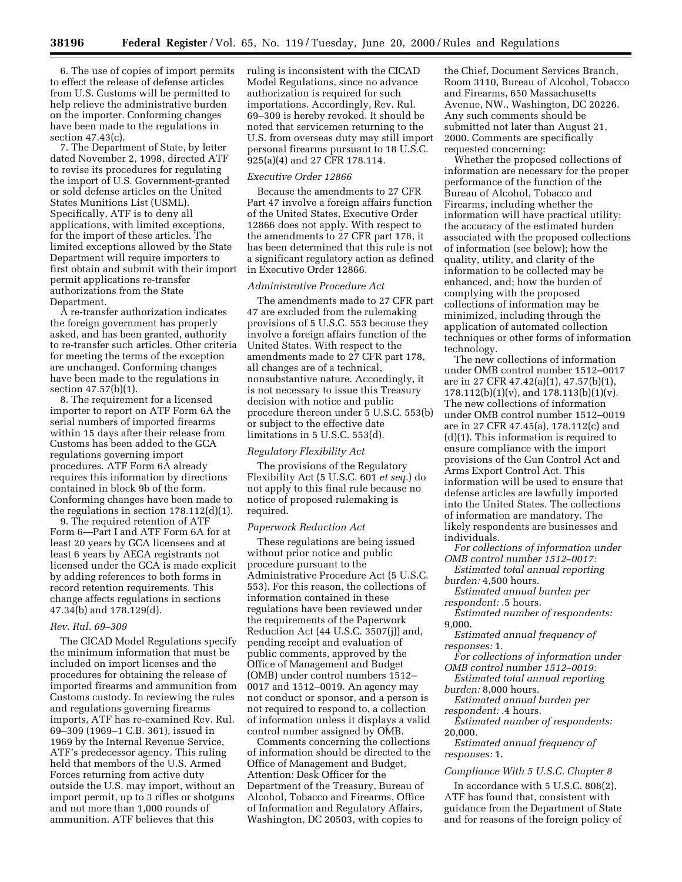6. The use of copies of import permits to effect the release of defense articles from U.S. Customs will be permitted to help relieve the administrative burden on the importer. Conforming changes have been made to the regulations in section 47.43(c).

7. The Department of State, by letter dated November 2, 1998, directed ATF to revise its procedures for regulating the import of U.S. Government-granted or sold defense articles on the United States Munitions List (USML). Specifically, ATF is to deny all applications, with limited exceptions, for the import of these articles. The limited exceptions allowed by the State Department will require importers to first obtain and submit with their import permit applications re-transfer authorizations from the State Department.

A re-transfer authorization indicates the foreign government has properly asked, and has been granted, authority to re-transfer such articles. Other criteria for meeting the terms of the exception are unchanged. Conforming changes have been made to the regulations in section 47.57(b)(1).

8. The requirement for a licensed importer to report on ATF Form 6A the serial numbers of imported firearms within 15 days after their release from Customs has been added to the GCA regulations governing import procedures. ATF Form 6A already requires this information by directions contained in block 9b of the form. Conforming changes have been made to the regulations in section 178.112(d)(1).

9. The required retention of ATF Form 6—Part I and ATF Form 6A for at least 20 years by GCA licensees and at least 6 years by AECA registrants not licensed under the GCA is made explicit by adding references to both forms in record retention requirements. This change affects regulations in sections 47.34(b) and 178.129(d).

### *Rev. Rul. 69–309*

The CICAD Model Regulations specify the minimum information that must be included on import licenses and the procedures for obtaining the release of imported firearms and ammunition from Customs custody. In reviewing the rules and regulations governing firearms imports, ATF has re-examined Rev. Rul. 69–309 (1969–1 C.B. 361), issued in 1969 by the Internal Revenue Service, ATF's predecessor agency. This ruling held that members of the U.S. Armed Forces returning from active duty outside the U.S. may import, without an import permit, up to 3 rifles or shotguns and not more than 1,000 rounds of ammunition. ATF believes that this ruling is inconsistent with the CICAD Model Regulations, since no advance authorization is required for such importations. Accordingly, Rev. Rul. 69–309 is hereby revoked. It should be noted that servicemen returning to the U.S. from overseas duty may still import personal firearms pursuant to 18 U.S.C. 925(a)(4) and 27 CFR 178.114.

### *Executive Order 12866*

Because the amendments to 27 CFR Part 47 involve a foreign affairs function of the United States, Executive Order 12866 does not apply. With respect to the amendments to 27 CFR part 178, it has been determined that this rule is not a significant regulatory action as defined in Executive Order 12866.

### *Administrative Procedure Act*

The amendments made to 27 CFR part 47 are excluded from the rulemaking provisions of 5 U.S.C. 553 because they involve a foreign affairs function of the United States. With respect to the amendments made to 27 CFR part 178, all changes are of a technical, nonsubstantive nature. Accordingly, it is not necessary to issue this Treasury decision with notice and public procedure thereon under 5 U.S.C. 553(b) or subject to the effective date limitations in 5 U.S.C. 553(d).

### *Regulatory Flexibility Act*

The provisions of the Regulatory Flexibility Act (5 U.S.C. 601 *et seq.*) do not apply to this final rule because no notice of proposed rulemaking is required.

### *Paperwork Reduction Act*

These regulations are being issued without prior notice and public procedure pursuant to the Administrative Procedure Act (5 U.S.C. 553). For this reason, the collections of information contained in these regulations have been reviewed under the requirements of the Paperwork Reduction Act (44 U.S.C. 3507(j)) and, pending receipt and evaluation of public comments, approved by the Office of Management and Budget (OMB) under control numbers 1512–0017 and 1512–0019. An agency may not conduct or sponsor, and a person is not required to respond to, a collection of information unless it displays a valid control number assigned by OMB.

Comments concerning the collections of information should be directed to the Office of Management and Budget, Attention: Desk Officer for the Department of the Treasury, Bureau of Alcohol, Tobacco and Firearms, Office of Information and Regulatory Affairs, Washington, DC 20503, with copies to the Chief, Document Services Branch, Room 3110, Bureau of Alcohol, Tobacco and Firearms, 650 Massachusetts Avenue, NW., Washington, DC 20226. Any such comments should be submitted not later than August 21, 2000. Comments are specifically requested concerning:

Whether the proposed collections of information are necessary for the proper performance of the function of the Bureau of Alcohol, Tobacco and Firearms, including whether the information will have practical utility; the accuracy of the estimated burden associated with the proposed collections of information (see below); how the quality, utility, and clarity of the information to be collected may be enhanced, and; how the burden of complying with the proposed collections of information may be minimized, including through the application of automated collection techniques or other forms of information technology.

The new collections of information under OMB control number 1512–0017 are in 27 CFR 47.42(a)(1), 47.57(b)(1), 178.112(b)(1)(v), and 178.113(b)(1)(v). The new collections of information under OMB control number 1512–0019 are in 27 CFR 47.45(a), 178.112(c) and (d)(1). This information is required to ensure compliance with the import provisions of the Gun Control Act and Arms Export Control Act. This information will be used to ensure that defense articles are lawfully imported into the United States. The collections of information are mandatory. The likely respondents are businesses and individuals.

*For collections of information under OMB control number 1512–0017:*

*Estimated total annual reporting burden:* 4,500 hours.

*Estimated annual burden per respondent:* .5 hours.

*Estimated number of respondents:* 9,000.

*Estimated annual frequency of responses:* 1.

*For collections of information under OMB control number 1512–0019:*

*Estimated total annual reporting burden:* 8,000 hours.

*Estimated annual burden per respondent:* .4 hours.

*Estimated number of respondents:* 20,000.

*Estimated annual frequency of responses:* 1.

### *Compliance With 5 U.S.C. Chapter 8*

In accordance with 5 U.S.C. 808(2), ATF has found that, consistent with guidance from the Department of State and for reasons of the foreign policy of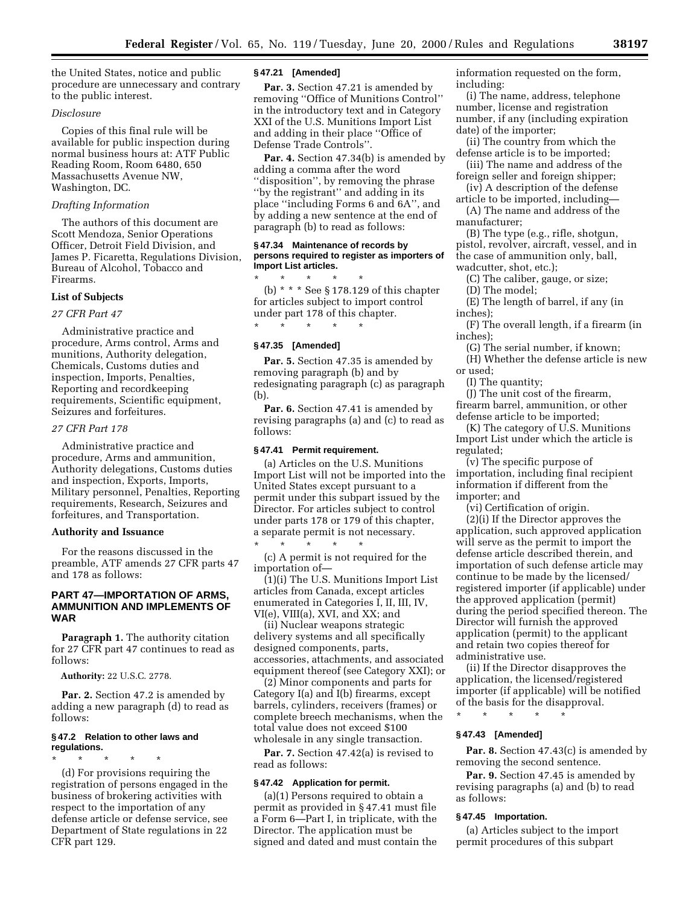the United States, notice and public procedure are unnecessary and contrary to the public interest.

*Disclosure*

Copies of this final rule will be available for public inspection during normal business hours at: ATF Public Reading Room, Room 6480, 650 Massachusetts Avenue NW, Washington, DC.

*Drafting Information*

The authors of this document are Scott Mendoza, Senior Operations Officer, Detroit Field Division, and James P. Ficaretta, Regulations Division, Bureau of Alcohol, Tobacco and Firearms.

**List of Subjects**

*27 CFR Part 47*

Administrative practice and procedure, Arms control, Arms and munitions, Authority delegation, Chemicals, Customs duties and inspection, Imports, Penalties, Reporting and recordkeeping requirements, Scientific equipment, Seizures and forfeitures.

*27 CFR Part 178*

Administrative practice and procedure, Arms and ammunition, Authority delegations, Customs duties and inspection, Exports, Imports, Military personnel, Penalties, Reporting requirements, Research, Seizures and forfeitures, and Transportation.

**Authority and Issuance**

For the reasons discussed in the preamble, ATF amends 27 CFR parts 47 and 178 as follows:

## PART 47—IMPORTATION OF ARMS, AMMUNITION AND IMPLEMENTS OF WAR

**Paragraph 1.** The authority citation for 27 CFR part 47 continues to read as follows:

**Authority:** 22 U.S.C. 2778.

**Par. 2.** Section 47.2 is amended by adding a new paragraph (d) to read as follows:

**§ 47.2 Relation to other laws and regulations.**

\* \* \* \* \*

(d) For provisions requiring the registration of persons engaged in the business of brokering activities with respect to the importation of any defense article or defense service, see Department of State regulations in 22 CFR part 129.

**§ 47.21 [Amended]**

**Par. 3.** Section 47.21 is amended by removing ''Office of Munitions Control'' in the introductory text and in Category XXI of the U.S. Munitions Import List and adding in their place ''Office of Defense Trade Controls''.

**Par. 4.** Section 47.34(b) is amended by adding a comma after the word ''disposition'', by removing the phrase ''by the registrant'' and adding in its place ''including Forms 6 and 6A'', and by adding a new sentence at the end of paragraph (b) to read as follows:

**§ 47.34 Maintenance of records by persons required to register as importers of Import List articles.**

\* \* \* \* \*

(b) \* \* \* See § 178.129 of this chapter for articles subject to import control under part 178 of this chapter.

\* \* \* \* \*

**§ 47.35 [Amended]**

**Par. 5.** Section 47.35 is amended by removing paragraph (b) and by redesignating paragraph (c) as paragraph (b).

**Par. 6.** Section 47.41 is amended by revising paragraphs (a) and (c) to read as follows:

**§ 47.41 Permit requirement.**

(a) Articles on the U.S. Munitions Import List will not be imported into the United States except pursuant to a permit under this subpart issued by the Director. For articles subject to control under parts 178 or 179 of this chapter, a separate permit is not necessary.

\* \* \* \* \*

(c) A permit is not required for the importation of—

(1)(i) The U.S. Munitions Import List articles from Canada, except articles enumerated in Categories I, II, III, IV, VI(e), VIII(a), XVI, and XX; and

(ii) Nuclear weapons strategic delivery systems and all specifically designed components, parts, accessories, attachments, and associated equipment thereof (see Category XXI); or

(2) Minor components and parts for Category I(a) and I(b) firearms, except barrels, cylinders, receivers (frames) or complete breech mechanisms, when the total value does not exceed $100 wholesale in any single transaction.

**Par. 7.** Section 47.42(a) is revised to read as follows:

**§ 47.42 Application for permit.**

(a)(1) Persons required to obtain a permit as provided in § 47.41 must file a Form 6—Part I, in triplicate, with the Director. The application must be signed and dated and must contain the information requested on the form, including:

(i) The name, address, telephone number, license and registration number, if any (including expiration date) of the importer;

(ii) The country from which the defense article is to be imported;

(iii) The name and address of the foreign seller and foreign shipper;

(iv) A description of the defense article to be imported, including—

(A) The name and address of the manufacturer;

(B) The type (e.g., rifle, shotgun, pistol, revolver, aircraft, vessel, and in the case of ammunition only, ball, wadcutter, shot, etc.);

(C) The caliber, gauge, or size;

(D) The model;

(E) The length of barrel, if any (in inches);

(F) The overall length, if a firearm (in inches);

(G) The serial number, if known;

(H) Whether the defense article is new or used;

(I) The quantity;

(J) The unit cost of the firearm, firearm barrel, ammunition, or other defense article to be imported;

(K) The category of U.S. Munitions Import List under which the article is regulated;

(v) The specific purpose of importation, including final recipient information if different from the importer; and

(vi) Certification of origin.

(2)(i) If the Director approves the application, such approved application will serve as the permit to import the defense article described therein, and importation of such defense article may continue to be made by the licensed/registered importer (if applicable) under the approved application (permit) during the period specified thereon. The Director will furnish the approved application (permit) to the applicant and retain two copies thereof for administrative use.

(ii) If the Director disapproves the application, the licensed/registered importer (if applicable) will be notified of the basis for the disapproval.

\* \* \* \* \*

**§ 47.43 [Amended]**

**Par. 8.** Section 47.43(c) is amended by removing the second sentence.

**Par. 9.** Section 47.45 is amended by revising paragraphs (a) and (b) to read as follows:

**§ 47.45 Importation.**

(a) Articles subject to the import permit procedures of this subpart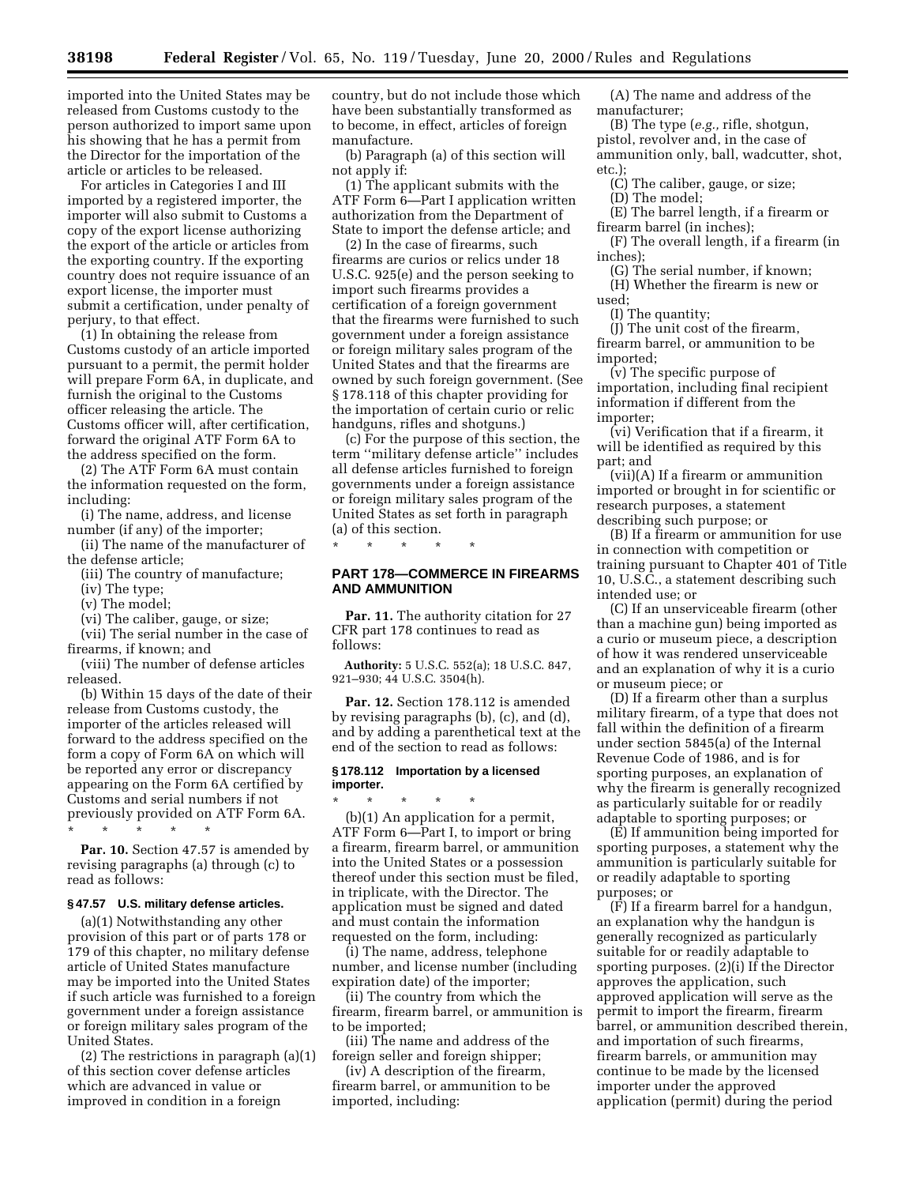imported into the United States may be released from Customs custody to the person authorized to import same upon his showing that he has a permit from the Director for the importation of the article or articles to be released.

For articles in Categories I and III imported by a registered importer, the importer will also submit to Customs a copy of the export license authorizing the export of the article or articles from the exporting country. If the exporting country does not require issuance of an export license, the importer must submit a certification, under penalty of perjury, to that effect.

(1) In obtaining the release from Customs custody of an article imported pursuant to a permit, the permit holder will prepare Form 6A, in duplicate, and furnish the original to the Customs officer releasing the article. The Customs officer will, after certification, forward the original ATF Form 6A to the address specified on the form.

(2) The ATF Form 6A must contain the information requested on the form, including:

(i) The name, address, and license number (if any) of the importer;

(ii) The name of the manufacturer of the defense article;

(iii) The country of manufacture;

(iv) The type;

(v) The model;

(vi) The caliber, gauge, or size;

(vii) The serial number in the case of firearms, if known; and

(viii) The number of defense articles released.

(b) Within 15 days of the date of their release from Customs custody, the importer of the articles released will forward to the address specified on the form a copy of Form 6A on which will be reported any error or discrepancy appearing on the Form 6A certified by Customs and serial numbers if not previously provided on ATF Form 6A.

\* \* \* \* \*

**Par. 10.** Section 47.57 is amended by revising paragraphs (a) through (c) to read as follows:

### § 47.57 U.S. military defense articles.

(a)(1) Notwithstanding any other provision of this part or of parts 178 or 179 of this chapter, no military defense article of United States manufacture may be imported into the United States if such article was furnished to a foreign government under a foreign assistance or foreign military sales program of the United States.

(2) The restrictions in paragraph (a)(1) of this section cover defense articles which are advanced in value or improved in condition in a foreign country, but do not include those which have been substantially transformed as to become, in effect, articles of foreign manufacture.

(b) Paragraph (a) of this section will not apply if:

(1) The applicant submits with the ATF Form 6—Part I application written authorization from the Department of State to import the defense article; and

(2) In the case of firearms, such firearms are curios or relics under 18 U.S.C. 925(e) and the person seeking to import such firearms provides a certification of a foreign government that the firearms were furnished to such government under a foreign assistance or foreign military sales program of the United States and that the firearms are owned by such foreign government. (See § 178.118 of this chapter providing for the importation of certain curio or relic handguns, rifles and shotguns.)

(c) For the purpose of this section, the term ''military defense article'' includes all defense articles furnished to foreign governments under a foreign assistance or foreign military sales program of the United States as set forth in paragraph (a) of this section.

\* \* \* \* \*

## PART 178—COMMERCE IN FIREARMS AND AMMUNITION

**Par. 11.** The authority citation for 27 CFR part 178 continues to read as follows:

**Authority:** 5 U.S.C. 552(a); 18 U.S.C. 847, 921–930; 44 U.S.C. 3504(h).

**Par. 12.** Section 178.112 is amended by revising paragraphs (b), (c), and (d), and by adding a parenthetical text at the end of the section to read as follows:

### § 178.112 Importation by a licensed importer.

\* \* \* \* \*

(b)(1) An application for a permit, ATF Form 6—Part I, to import or bring a firearm, firearm barrel, or ammunition into the United States or a possession thereof under this section must be filed, in triplicate, with the Director. The application must be signed and dated and must contain the information requested on the form, including:

(i) The name, address, telephone number, and license number (including expiration date) of the importer;

(ii) The country from which the firearm, firearm barrel, or ammunition is to be imported;

(iii) The name and address of the foreign seller and foreign shipper;

(iv) A description of the firearm, firearm barrel, or ammunition to be imported, including:

(A) The name and address of the manufacturer;

(B) The type (*e.g.,* rifle, shotgun, pistol, revolver and, in the case of ammunition only, ball, wadcutter, shot, etc.);

(C) The caliber, gauge, or size;

(D) The model;

(E) The barrel length, if a firearm or firearm barrel (in inches);

(F) The overall length, if a firearm (in inches);

(G) The serial number, if known;

(H) Whether the firearm is new or used;

(I) The quantity;

(J) The unit cost of the firearm, firearm barrel, or ammunition to be imported;

(v) The specific purpose of importation, including final recipient information if different from the importer;

(vi) Verification that if a firearm, it will be identified as required by this part; and

(vii)(A) If a firearm or ammunition imported or brought in for scientific or research purposes, a statement describing such purpose; or

(B) If a firearm or ammunition for use in connection with competition or training pursuant to Chapter 401 of Title 10, U.S.C., a statement describing such intended use; or

(C) If an unserviceable firearm (other than a machine gun) being imported as a curio or museum piece, a description of how it was rendered unserviceable and an explanation of why it is a curio or museum piece; or

(D) If a firearm other than a surplus military firearm, of a type that does not fall within the definition of a firearm under section 5845(a) of the Internal Revenue Code of 1986, and is for sporting purposes, an explanation of why the firearm is generally recognized as particularly suitable for or readily adaptable to sporting purposes; or

(E) If ammunition being imported for sporting purposes, a statement why the ammunition is particularly suitable for or readily adaptable to sporting purposes; or

(F) If a firearm barrel for a handgun, an explanation why the handgun is generally recognized as particularly suitable for or readily adaptable to sporting purposes. (2)(i) If the Director approves the application, such approved application will serve as the permit to import the firearm, firearm barrel, or ammunition described therein, and importation of such firearms, firearm barrels, or ammunition may continue to be made by the licensed importer under the approved application (permit) during the period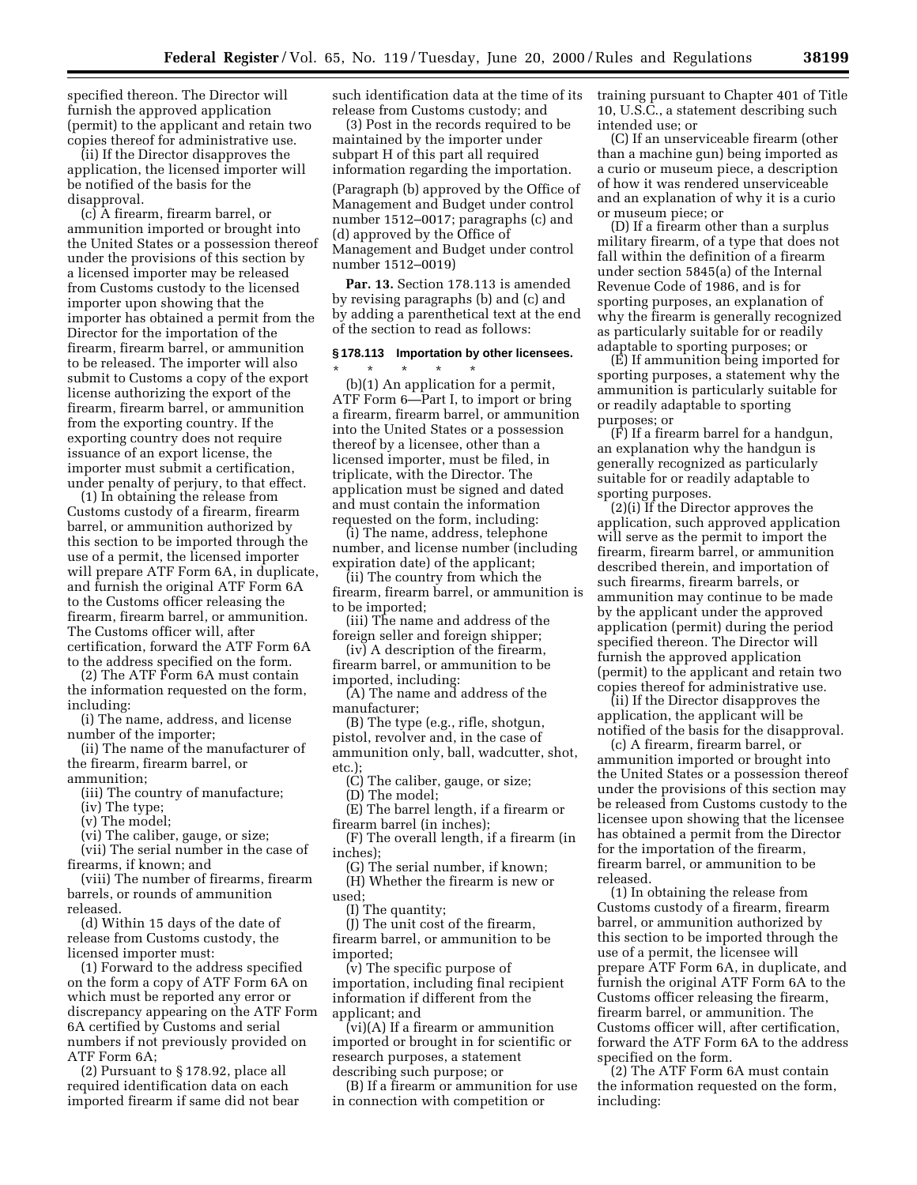specified thereon. The Director will furnish the approved application (permit) to the applicant and retain two copies thereof for administrative use.

(ii) If the Director disapproves the application, the licensed importer will be notified of the basis for the disapproval.

(c) A firearm, firearm barrel, or ammunition imported or brought into the United States or a possession thereof under the provisions of this section by a licensed importer may be released from Customs custody to the licensed importer upon showing that the importer has obtained a permit from the Director for the importation of the firearm, firearm barrel, or ammunition to be released. The importer will also submit to Customs a copy of the export license authorizing the export of the firearm, firearm barrel, or ammunition from the exporting country. If the exporting country does not require issuance of an export license, the importer must submit a certification, under penalty of perjury, to that effect.

(1) In obtaining the release from Customs custody of a firearm, firearm barrel, or ammunition authorized by this section to be imported through the use of a permit, the licensed importer will prepare ATF Form 6A, in duplicate, and furnish the original ATF Form 6A to the Customs officer releasing the firearm, firearm barrel, or ammunition. The Customs officer will, after certification, forward the ATF Form 6A to the address specified on the form.

(2) The ATF Form 6A must contain the information requested on the form, including:

(i) The name, address, and license number of the importer;

(ii) The name of the manufacturer of the firearm, firearm barrel, or ammunition;

(iii) The country of manufacture;

(iv) The type;

(v) The model;

(vi) The caliber, gauge, or size;

(vii) The serial number in the case of firearms, if known; and

(viii) The number of firearms, firearm barrels, or rounds of ammunition released.

(d) Within 15 days of the date of release from Customs custody, the licensed importer must:

(1) Forward to the address specified on the form a copy of ATF Form 6A on which must be reported any error or discrepancy appearing on the ATF Form 6A certified by Customs and serial numbers if not previously provided on ATF Form 6A;

(2) Pursuant to § 178.92, place all required identification data on each imported firearm if same did not bear such identification data at the time of its release from Customs custody; and

(3) Post in the records required to be maintained by the importer under subpart H of this part all required information regarding the importation.

(Paragraph (b) approved by the Office of Management and Budget under control number 1512–0017; paragraphs (c) and (d) approved by the Office of Management and Budget under control number 1512–0019)

**Par. 13.** Section 178.113 is amended by revising paragraphs (b) and (c) and by adding a parenthetical text at the end of the section to read as follows:

**§ 178.113 Importation by other licensees.**

\* \* \* \* \*

(b)(1) An application for a permit, ATF Form 6—Part I, to import or bring a firearm, firearm barrel, or ammunition into the United States or a possession thereof by a licensee, other than a licensed importer, must be filed, in triplicate, with the Director. The application must be signed and dated and must contain the information requested on the form, including:

(i) The name, address, telephone number, and license number (including expiration date) of the applicant;

(ii) The country from which the firearm, firearm barrel, or ammunition is to be imported;

(iii) The name and address of the foreign seller and foreign shipper;

(iv) A description of the firearm, firearm barrel, or ammunition to be imported, including:

(A) The name and address of the manufacturer;

(B) The type (e.g., rifle, shotgun, pistol, revolver and, in the case of ammunition only, ball, wadcutter, shot, etc.);

(C) The caliber, gauge, or size;

(D) The model;

(E) The barrel length, if a firearm or firearm barrel (in inches);

(F) The overall length, if a firearm (in inches);

(G) The serial number, if known;

(H) Whether the firearm is new or used;

(I) The quantity;

(J) The unit cost of the firearm, firearm barrel, or ammunition to be imported;

(v) The specific purpose of importation, including final recipient information if different from the applicant; and

(vi)(A) If a firearm or ammunition imported or brought in for scientific or research purposes, a statement describing such purpose; or

(B) If a firearm or ammunition for use in connection with competition or training pursuant to Chapter 401 of Title 10, U.S.C., a statement describing such intended use; or

(C) If an unserviceable firearm (other than a machine gun) being imported as a curio or museum piece, a description of how it was rendered unserviceable and an explanation of why it is a curio or museum piece; or

(D) If a firearm other than a surplus military firearm, of a type that does not fall within the definition of a firearm under section 5845(a) of the Internal Revenue Code of 1986, and is for sporting purposes, an explanation of why the firearm is generally recognized as particularly suitable for or readily adaptable to sporting purposes; or

(E) If ammunition being imported for sporting purposes, a statement why the ammunition is particularly suitable for or readily adaptable to sporting purposes; or

(F) If a firearm barrel for a handgun, an explanation why the handgun is generally recognized as particularly suitable for or readily adaptable to sporting purposes.

(2)(i) If the Director approves the application, such approved application will serve as the permit to import the firearm, firearm barrel, or ammunition described therein, and importation of such firearms, firearm barrels, or ammunition may continue to be made by the applicant under the approved application (permit) during the period specified thereon. The Director will furnish the approved application (permit) to the applicant and retain two copies thereof for administrative use.

(ii) If the Director disapproves the application, the applicant will be notified of the basis for the disapproval.

(c) A firearm, firearm barrel, or ammunition imported or brought into the United States or a possession thereof under the provisions of this section may be released from Customs custody to the licensee upon showing that the licensee has obtained a permit from the Director for the importation of the firearm, firearm barrel, or ammunition to be released.

(1) In obtaining the release from Customs custody of a firearm, firearm barrel, or ammunition authorized by this section to be imported through the use of a permit, the licensee will prepare ATF Form 6A, in duplicate, and furnish the original ATF Form 6A to the Customs officer releasing the firearm, firearm barrel, or ammunition. The Customs officer will, after certification, forward the ATF Form 6A to the address specified on the form.

(2) The ATF Form 6A must contain the information requested on the form, including: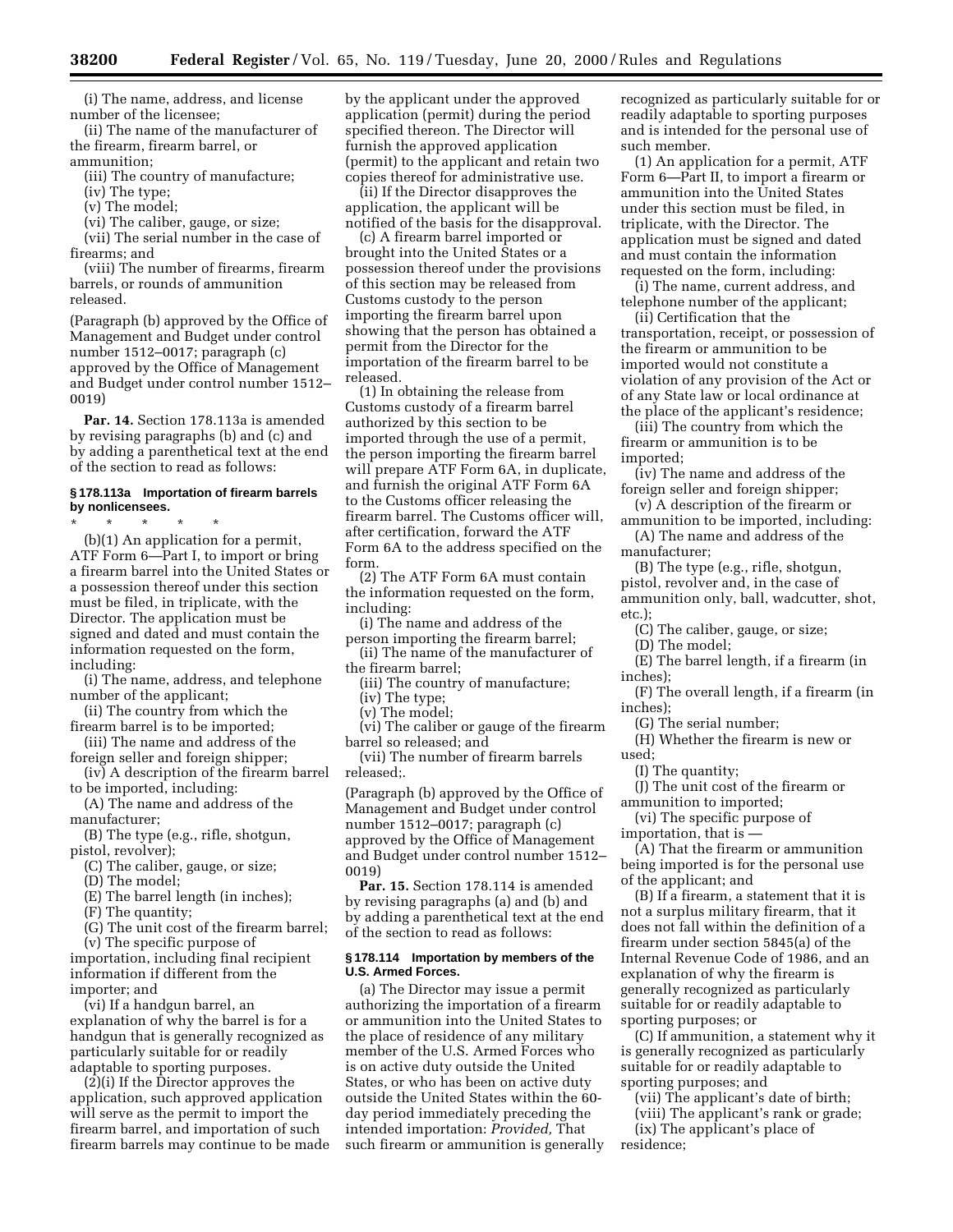(i) The name, address, and license number of the licensee;

(ii) The name of the manufacturer of the firearm, firearm barrel, or ammunition;

(iii) The country of manufacture;

(iv) The type;

(v) The model;

(vi) The caliber, gauge, or size;

(vii) The serial number in the case of firearms; and

(viii) The number of firearms, firearm barrels, or rounds of ammunition released.

(Paragraph (b) approved by the Office of Management and Budget under control number 1512–0017; paragraph (c) approved by the Office of Management and Budget under control number 1512–0019)

**Par. 14.** Section 178.113a is amended by revising paragraphs (b) and (c) and by adding a parenthetical text at the end of the section to read as follows:

#### § 178.113a Importation of firearm barrels by nonlicensees.

\* \* \* \* \*

(b)(1) An application for a permit, ATF Form 6—Part I, to import or bring a firearm barrel into the United States or a possession thereof under this section must be filed, in triplicate, with the Director. The application must be signed and dated and must contain the information requested on the form, including:

(i) The name, address, and telephone number of the applicant;

(ii) The country from which the firearm barrel is to be imported;

(iii) The name and address of the foreign seller and foreign shipper;

(iv) A description of the firearm barrel to be imported, including:

(A) The name and address of the manufacturer;

(B) The type (e.g., rifle, shotgun, pistol, revolver);

(C) The caliber, gauge, or size;

(D) The model;

(E) The barrel length (in inches);

(F) The quantity;

(G) The unit cost of the firearm barrel;

(v) The specific purpose of importation, including final recipient information if different from the importer; and

(vi) If a handgun barrel, an explanation of why the barrel is for a handgun that is generally recognized as particularly suitable for or readily adaptable to sporting purposes.

(2)(i) If the Director approves the application, such approved application will serve as the permit to import the firearm barrel, and importation of such firearm barrels may continue to be made by the applicant under the approved application (permit) during the period specified thereon. The Director will furnish the approved application (permit) to the applicant and retain two copies thereof for administrative use.

(ii) If the Director disapproves the application, the applicant will be notified of the basis for the disapproval.

(c) A firearm barrel imported or brought into the United States or a possession thereof under the provisions of this section may be released from Customs custody to the person importing the firearm barrel upon showing that the person has obtained a permit from the Director for the importation of the firearm barrel to be released.

(1) In obtaining the release from Customs custody of a firearm barrel authorized by this section to be imported through the use of a permit, the person importing the firearm barrel will prepare ATF Form 6A, in duplicate, and furnish the original ATF Form 6A to the Customs officer releasing the firearm barrel. The Customs officer will, after certification, forward the ATF Form 6A to the address specified on the form.

(2) The ATF Form 6A must contain the information requested on the form, including:

(i) The name and address of the person importing the firearm barrel;

(ii) The name of the manufacturer of the firearm barrel;

(iii) The country of manufacture;

(iv) The type;

(v) The model;

(vi) The caliber or gauge of the firearm barrel so released; and

(vii) The number of firearm barrels released;.

(Paragraph (b) approved by the Office of Management and Budget under control number 1512–0017; paragraph (c) approved by the Office of Management and Budget under control number 1512–0019)

**Par. 15.** Section 178.114 is amended by revising paragraphs (a) and (b) and by adding a parenthetical text at the end of the section to read as follows:

#### § 178.114 Importation by members of the U.S. Armed Forces.

(a) The Director may issue a permit authorizing the importation of a firearm or ammunition into the United States to the place of residence of any military member of the U.S. Armed Forces who is on active duty outside the United States, or who has been on active duty outside the United States within the 60-day period immediately preceding the intended importation: *Provided,* That such firearm or ammunition is generally recognized as particularly suitable for or readily adaptable to sporting purposes and is intended for the personal use of such member.

(1) An application for a permit, ATF Form 6—Part II, to import a firearm or ammunition into the United States under this section must be filed, in triplicate, with the Director. The application must be signed and dated and must contain the information requested on the form, including:

(i) The name, current address, and telephone number of the applicant;

(ii) Certification that the transportation, receipt, or possession of the firearm or ammunition to be imported would not constitute a violation of any provision of the Act or of any State law or local ordinance at the place of the applicant's residence;

(iii) The country from which the firearm or ammunition is to be imported;

(iv) The name and address of the foreign seller and foreign shipper;

(v) A description of the firearm or ammunition to be imported, including:

(A) The name and address of the manufacturer;

(B) The type (e.g., rifle, shotgun, pistol, revolver and, in the case of ammunition only, ball, wadcutter, shot, etc.);

(C) The caliber, gauge, or size;

(D) The model;

(E) The barrel length, if a firearm (in inches);

(F) The overall length, if a firearm (in inches);

(G) The serial number;

(H) Whether the firearm is new or used;

(I) The quantity;

(J) The unit cost of the firearm or ammunition to imported;

(vi) The specific purpose of importation, that is —

(A) That the firearm or ammunition being imported is for the personal use of the applicant; and

(B) If a firearm, a statement that it is not a surplus military firearm, that it does not fall within the definition of a firearm under section 5845(a) of the Internal Revenue Code of 1986, and an explanation of why the firearm is generally recognized as particularly suitable for or readily adaptable to sporting purposes; or

(C) If ammunition, a statement why it is generally recognized as particularly suitable for or readily adaptable to sporting purposes; and

(vii) The applicant's date of birth;

(viii) The applicant's rank or grade;

(ix) The applicant's place of residence;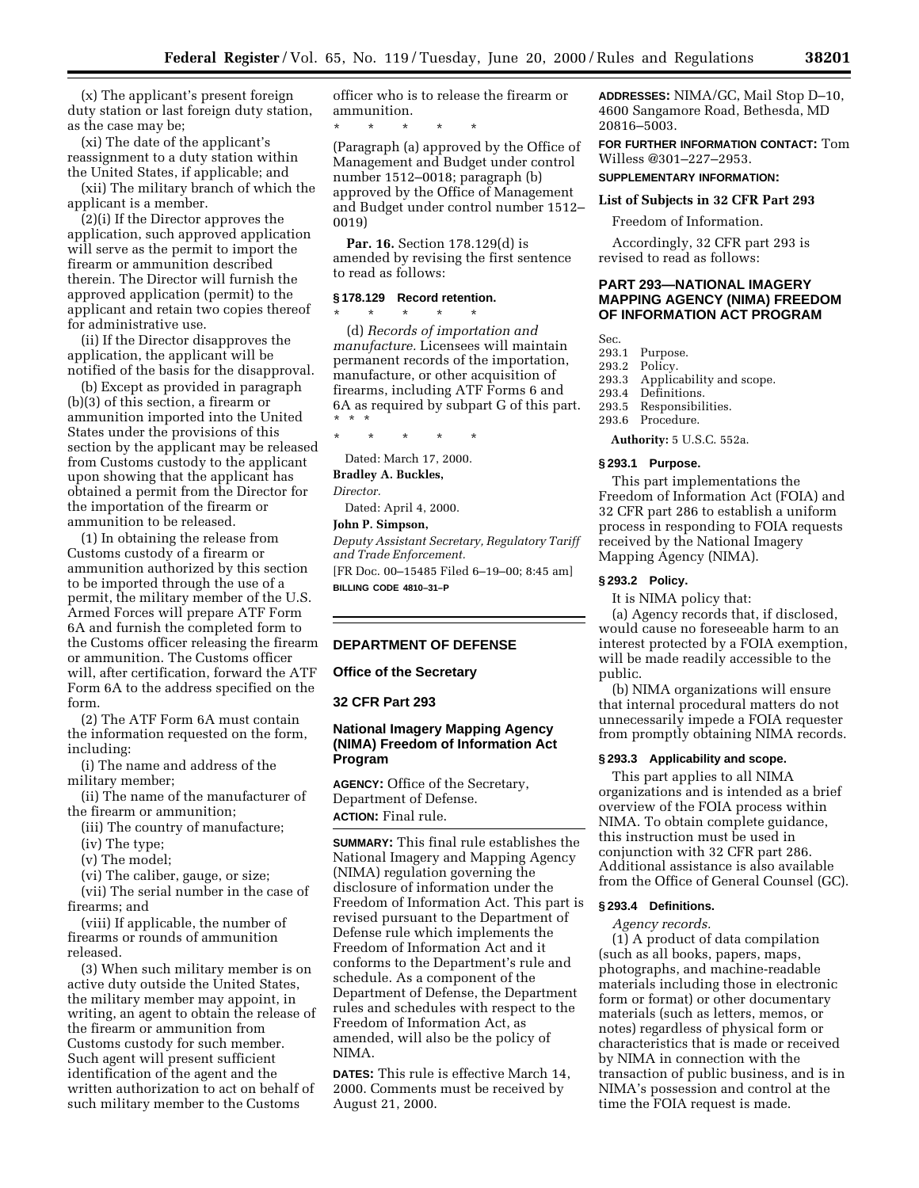(x) The applicant's present foreign duty station or last foreign duty station, as the case may be;

(xi) The date of the applicant's reassignment to a duty station within the United States, if applicable; and

(xii) The military branch of which the applicant is a member.

(2)(i) If the Director approves the application, such approved application will serve as the permit to import the firearm or ammunition described therein. The Director will furnish the approved application (permit) to the applicant and retain two copies thereof for administrative use.

(ii) If the Director disapproves the application, the applicant will be notified of the basis for the disapproval.

(b) Except as provided in paragraph (b)(3) of this section, a firearm or ammunition imported into the United States under the provisions of this section by the applicant may be released from Customs custody to the applicant upon showing that the applicant has obtained a permit from the Director for the importation of the firearm or ammunition to be released.

(1) In obtaining the release from Customs custody of a firearm or ammunition authorized by this section to be imported through the use of a permit, the military member of the U.S. Armed Forces will prepare ATF Form 6A and furnish the completed form to the Customs officer releasing the firearm or ammunition. The Customs officer will, after certification, forward the ATF Form 6A to the address specified on the form.

(2) The ATF Form 6A must contain the information requested on the form, including:

(i) The name and address of the military member;

(ii) The name of the manufacturer of the firearm or ammunition;

(iii) The country of manufacture;

(iv) The type;

(v) The model;

(vi) The caliber, gauge, or size;

(vii) The serial number in the case of firearms; and

(viii) If applicable, the number of firearms or rounds of ammunition released.

(3) When such military member is on active duty outside the United States, the military member may appoint, in writing, an agent to obtain the release of the firearm or ammunition from Customs custody for such member. Such agent will present sufficient identification of the agent and the written authorization to act on behalf of such military member to the Customs officer who is to release the firearm or ammunition.

\* \* \* \* \*

(Paragraph (a) approved by the Office of Management and Budget under control number 1512–0018; paragraph (b) approved by the Office of Management and Budget under control number 1512–0019)

**Par. 16.** Section 178.129(d) is amended by revising the first sentence to read as follows:

### § 178.129 Record retention.

\* \* \* \* \*

(d) *Records of importation and manufacture.* Licensees will maintain permanent records of the importation, manufacture, or other acquisition of firearms, including ATF Forms 6 and 6A as required by subpart G of this part. \* \* \*

\* \* \* \* \*

Dated: March 17, 2000.

**Bradley A. Buckles,**

*Director.*

Dated: April 4, 2000.

**John P. Simpson,**

*Deputy Assistant Secretary, Regulatory Tariff and Trade Enforcement.*

[FR Doc. 00–15485 Filed 6–19–00; 8:45 am]

**BILLING CODE 4810–31–P**

## DEPARTMENT OF DEFENSE

### Office of the Secretary

### 32 CFR Part 293

### National Imagery Mapping Agency (NIMA) Freedom of Information Act Program

**AGENCY:** Office of the Secretary, Department of Defense.

**ACTION:** Final rule.

**SUMMARY:** This final rule establishes the National Imagery and Mapping Agency (NIMA) regulation governing the disclosure of information under the Freedom of Information Act. This part is revised pursuant to the Department of Defense rule which implements the Freedom of Information Act and it conforms to the Department's rule and schedule. As a component of the Department of Defense, the Department rules and schedules with respect to the Freedom of Information Act, as amended, will also be the policy of NIMA.

**DATES:** This rule is effective March 14, 2000. Comments must be received by August 21, 2000.

**ADDRESSES:** NIMA/GC, Mail Stop D–10, 4600 Sangamore Road, Bethesda, MD 20816–5003.

**FOR FURTHER INFORMATION CONTACT:** Tom Willess @301–227–2953.

**SUPPLEMENTARY INFORMATION:**

### List of Subjects in 32 CFR Part 293

Freedom of Information.

Accordingly, 32 CFR part 293 is revised to read as follows:

## PART 293—NATIONAL IMAGERY MAPPING AGENCY (NIMA) FREEDOM OF INFORMATION ACT PROGRAM

Sec.
293.1 Purpose.
293.2 Policy.
293.3 Applicability and scope.
293.4 Definitions.
293.5 Responsibilities.
293.6 Procedure.

**Authority:** 5 U.S.C. 552a.

### § 293.1 Purpose.

This part implementations the Freedom of Information Act (FOIA) and 32 CFR part 286 to establish a uniform process in responding to FOIA requests received by the National Imagery Mapping Agency (NIMA).

### § 293.2 Policy.

It is NIMA policy that:

(a) Agency records that, if disclosed, would cause no foreseeable harm to an interest protected by a FOIA exemption, will be made readily accessible to the public.

(b) NIMA organizations will ensure that internal procedural matters do not unnecessarily impede a FOIA requester from promptly obtaining NIMA records.

### § 293.3 Applicability and scope.

This part applies to all NIMA organizations and is intended as a brief overview of the FOIA process within NIMA. To obtain complete guidance, this instruction must be used in conjunction with 32 CFR part 286. Additional assistance is also available from the Office of General Counsel (GC).

### § 293.4 Definitions.

*Agency records.*

(1) A product of data compilation (such as all books, papers, maps, photographs, and machine-readable materials including those in electronic form or format) or other documentary materials (such as letters, memos, or notes) regardless of physical form or characteristics that is made or received by NIMA in connection with the transaction of public business, and is in NIMA's possession and control at the time the FOIA request is made.